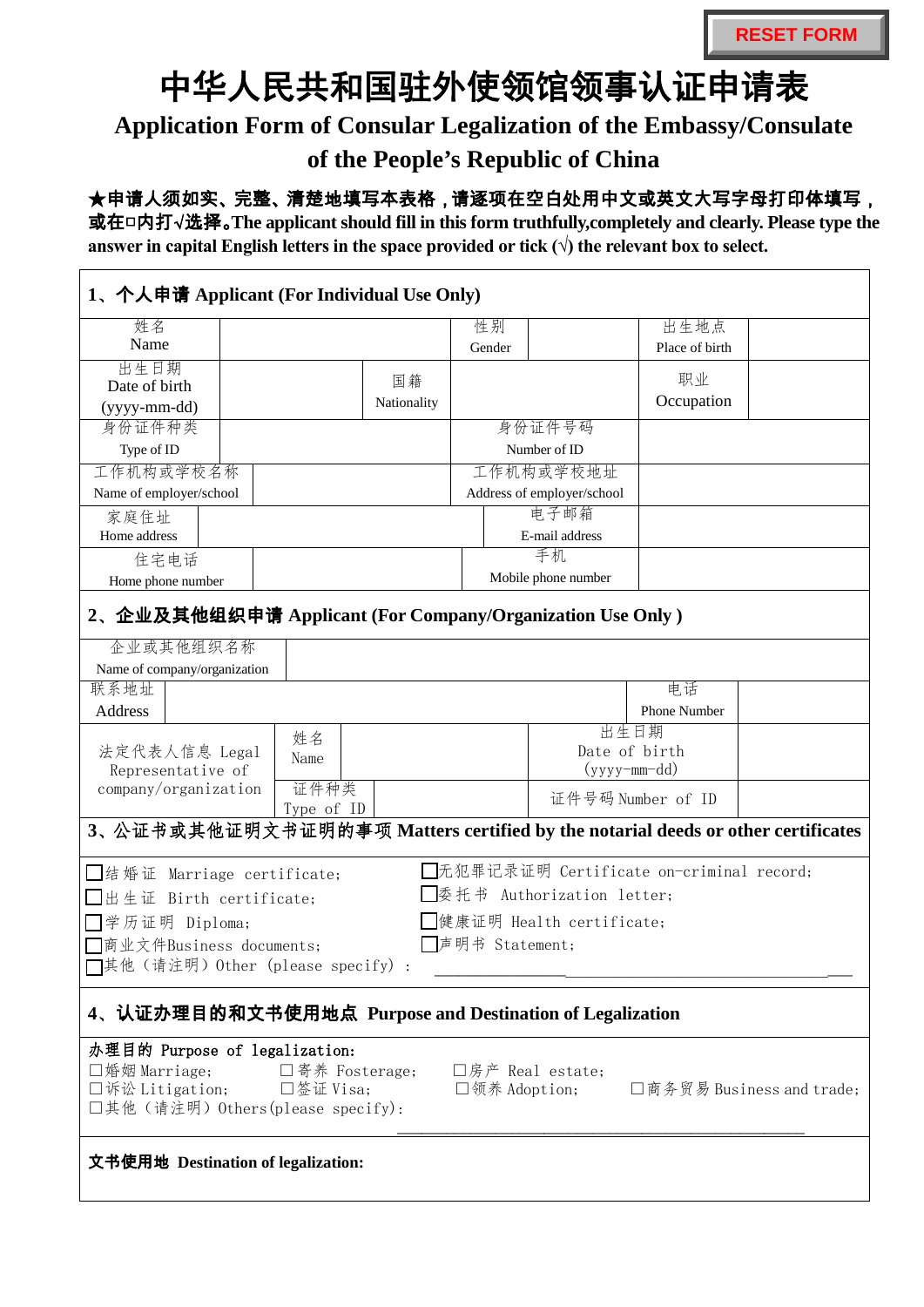# 中华人民共和国驻外使领馆领事认证申请表

## Application Form of Consular Legalization of the Embassy/Consulate of the People's Republic of China

**★申请人须如实、完整、清楚地填写本表格，请逐项在空白处用中文或英文大写字母打印体填写，或在□内打√选择。The applicant should fill in this form truthfully,completely and clearly. Please type the answer in capital English letters in the space provided or tick (√) the relevant box to select.**

### 1、个人申请 Applicant (For Individual Use Only)

| | | | | | |
|---|---|---|---|---|---|
| 姓名 Name | | 性别 Gender | | 出生地点 Place of birth | |
| 出生日期 Date of birth (yyyy-mm-dd) | | 国籍 Nationality | | 职业 Occupation | |
| 身份证件种类 Type of ID | | 身份证件号码 Number of ID | | | |
| 工作机构或学校名称 Name of employer/school | | 工作机构或学校地址 Address of employer/school | | | |
| 家庭住址 Home address | | 电子邮箱 E-mail address | | | |
| 住宅电话 Home phone number | | 手机 Mobile phone number | | | |

### 2、企业及其他组织申请 Applicant (For Company/Organization Use Only )

| | | | | | |
|---|---|---|---|---|---|
| 企业或其他组织名称 Name of company/organization | | | | | |
| 联系地址 Address | | | | 电话 Phone Number | |
| 法定代表人信息 Legal Representative of company/organization | 姓名 Name | | | 出生日期 Date of birth (yyyy-mm-dd) | |
| | 证件种类 Type of ID | | | 证件号码 Number of ID | |

### 3、公证书或其他证明文书证明的事项 Matters certified by the notarial deeds or other certificates

□结婚证 Marriage certificate; □无犯罪记录证明 Certificate on-criminal record;
□出生证 Birth certificate; □委托书 Authorization letter;
□学历证明 Diploma; □健康证明 Health certificate;
□商业文件Business documents; □声明书 Statement;
□其他（请注明）Other (please specify) : ____________________

### 4、认证办理目的和文书使用地点 Purpose and Destination of Legalization

办理目的 Purpose of legalization:
□婚姻 Marriage; □寄养 Fosterage; □房产 Real estate;
□诉讼 Litigation; □签证 Visa; □领养 Adoption; □商务贸易 Business and trade;
□其他（请注明）Others(please specify): ____________________

**文书使用地 Destination of legalization:**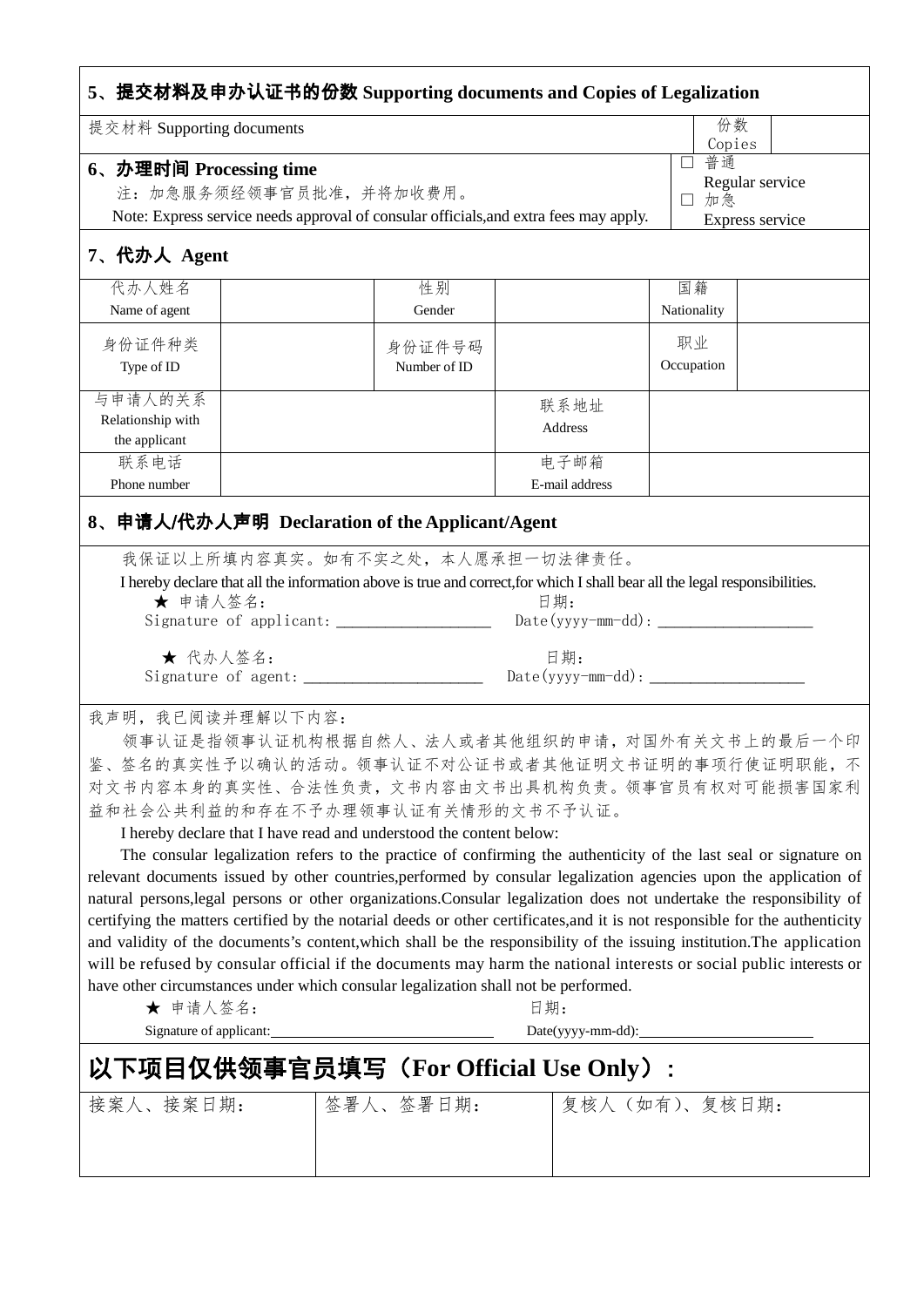## 5、提交材料及申办认证书的份数 Supporting documents and Copies of Legalization

| 提交材料 Supporting documents | 份数 Copies | |
|---|---|---|

## 6、办理时间 Processing time

注：加急服务须经领事官员批准，并将加收费用。

Note: Express service needs approval of consular officials,and extra fees may apply.

☐ 普通 Regular service
☐ 加急 Express service

## 7、代办人 Agent

| | | | | | |
|---|---|---|---|---|---|
| 代办人姓名 Name of agent | | 性别 Gender | | 国籍 Nationality | |
| 身份证件种类 Type of ID | | 身份证件号码 Number of ID | | 职业 Occupation | |
| 与申请人的关系 Relationship with the applicant | | | 联系地址 Address | | |
| 联系电话 Phone number | | | 电子邮箱 E-mail address | | |

## 8、申请人/代办人声明 Declaration of the Applicant/Agent

我保证以上所填内容真实。如有不实之处，本人愿承担一切法律责任。

I hereby declare that all the information above is true and correct,for which I shall bear all the legal responsibilities.

★ 申请人签名：
Signature of applicant: ___________________ 日期：Date(yyyy-mm-dd): ___________________

★ 代办人签名：
Signature of agent: _____________________ 日期：Date(yyyy-mm-dd): ___________________

我声明，我已阅读并理解以下内容：

领事认证是指领事认证机构根据自然人、法人或者其他组织的申请，对国外有关文书上的最后一个印鉴、签名的真实性予以确认的活动。领事认证不对公证书或者其他证明文书证明的事项行使证明职能，不对文书内容本身的真实性、合法性负责，文书内容由文书出具机构负责。领事官员有权对可能损害国家利益和社会公共利益的和存在不予办理领事认证有关情形的文书不予认证。

I hereby declare that I have read and understood the content below:

The consular legalization refers to the practice of confirming the authenticity of the last seal or signature on relevant documents issued by other countries,performed by consular legalization agencies upon the application of natural persons,legal persons or other organizations.Consular legalization does not undertake the responsibility of certifying the matters certified by the notarial deeds or other certificates,and it is not responsible for the authenticity and validity of the documents's content,which shall be the responsibility of the issuing institution.The application will be refused by consular official if the documents may harm the national interests or social public interests or have other circumstances under which consular legalization shall not be performed.

★ 申请人签名：
Signature of applicant: ______________________ 日期：Date(yyyy-mm-dd): ______________________

## 以下项目仅供领事官员填写（For Official Use Only）：

| 接案人、接案日期： | 签署人、签署日期： | 复核人（如有）、复核日期： |
|---|---|---|
| | | |